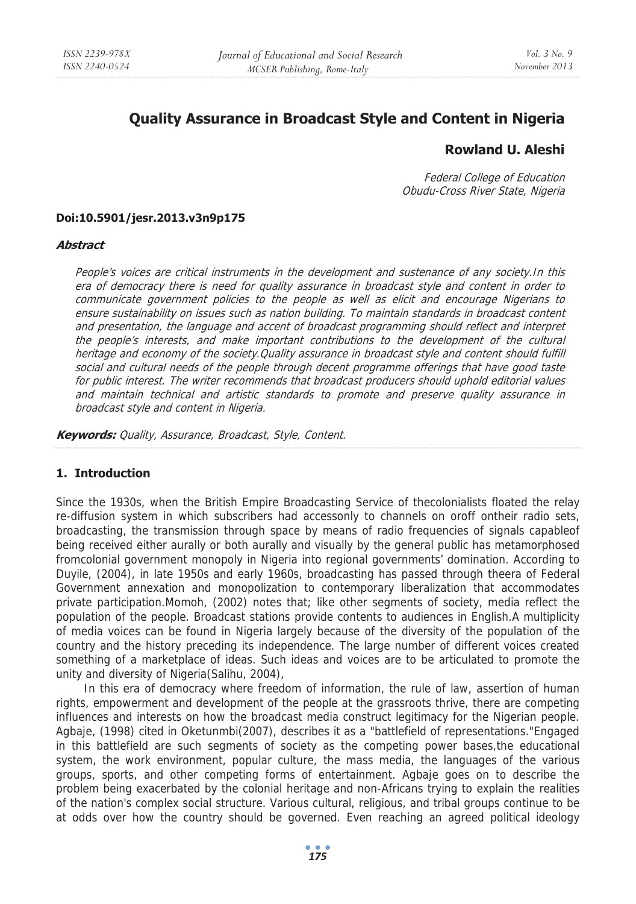# Quality Assurance in Broadcast Style and Content in Nigeria

**Rowland U. Aleshi**

*Federal College of Education*
*Obudu-Cross River State, Nigeria*

**Doi:10.5901/jesr.2013.v3n9p175**

***Abstract***

*People's voices are critical instruments in the development and sustenance of any society.In this era of democracy there is need for quality assurance in broadcast style and content in order to communicate government policies to the people as well as elicit and encourage Nigerians to ensure sustainability on issues such as nation building. To maintain standards in broadcast content and presentation, the language and accent of broadcast programming should reflect and interpret the people's interests, and make important contributions to the development of the cultural heritage and economy of the society.Quality assurance in broadcast style and content should fulfill social and cultural needs of the people through decent programme offerings that have good taste for public interest. The writer recommends that broadcast producers should uphold editorial values and maintain technical and artistic standards to promote and preserve quality assurance in broadcast style and content in Nigeria.*

***Keywords:*** *Quality, Assurance, Broadcast, Style, Content.*

## 1. Introduction

Since the 1930s, when the British Empire Broadcasting Service of thecolonialists floated the relay re-diffusion system in which subscribers had accessonly to channels on oroff ontheir radio sets, broadcasting, the transmission through space by means of radio frequencies of signals capableof being received either aurally or both aurally and visually by the general public has metamorphosed fromcolonial government monopoly in Nigeria into regional governments' domination. According to Duyile, (2004), in late 1950s and early 1960s, broadcasting has passed through theera of Federal Government annexation and monopolization to contemporary liberalization that accommodates private participation.Momoh, (2002) notes that; like other segments of society, media reflect the population of the people. Broadcast stations provide contents to audiences in English.A multiplicity of media voices can be found in Nigeria largely because of the diversity of the population of the country and the history preceding its independence. The large number of different voices created something of a marketplace of ideas. Such ideas and voices are to be articulated to promote the unity and diversity of Nigeria(Salihu, 2004),

In this era of democracy where freedom of information, the rule of law, assertion of human rights, empowerment and development of the people at the grassroots thrive, there are competing influences and interests on how the broadcast media construct legitimacy for the Nigerian people. Agbaje, (1998) cited in Oketunmbi(2007), describes it as a "battlefield of representations."Engaged in this battlefield are such segments of society as the competing power bases,the educational system, the work environment, popular culture, the mass media, the languages of the various groups, sports, and other competing forms of entertainment. Agbaje goes on to describe the problem being exacerbated by the colonial heritage and non-Africans trying to explain the realities of the nation's complex social structure. Various cultural, religious, and tribal groups continue to be at odds over how the country should be governed. Even reaching an agreed political ideology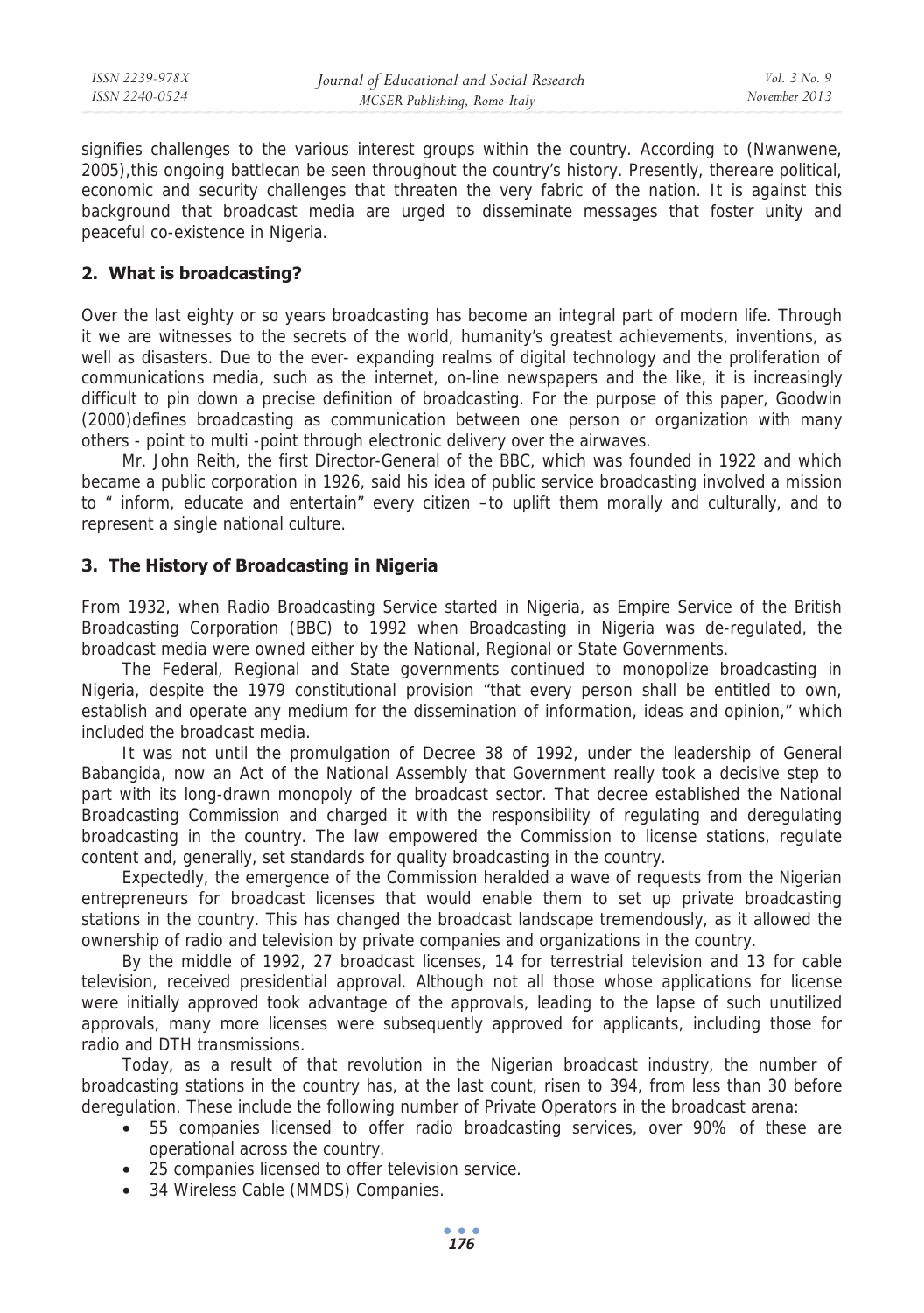signifies challenges to the various interest groups within the country. According to (Nwanwene, 2005),this ongoing battlecan be seen throughout the country's history. Presently, thereare political, economic and security challenges that threaten the very fabric of the nation. It is against this background that broadcast media are urged to disseminate messages that foster unity and peaceful co-existence in Nigeria.

## 2. What is broadcasting?

Over the last eighty or so years broadcasting has become an integral part of modern life. Through it we are witnesses to the secrets of the world, humanity's greatest achievements, inventions, as well as disasters. Due to the ever- expanding realms of digital technology and the proliferation of communications media, such as the internet, on-line newspapers and the like, it is increasingly difficult to pin down a precise definition of broadcasting. For the purpose of this paper, Goodwin (2000)defines broadcasting as communication between one person or organization with many others - point to multi -point through electronic delivery over the airwaves.

Mr. John Reith, the first Director-General of the BBC, which was founded in 1922 and which became a public corporation in 1926, said his idea of public service broadcasting involved a mission to " inform, educate and entertain" every citizen –to uplift them morally and culturally, and to represent a single national culture.

## 3. The History of Broadcasting in Nigeria

From 1932, when Radio Broadcasting Service started in Nigeria, as Empire Service of the British Broadcasting Corporation (BBC) to 1992 when Broadcasting in Nigeria was de-regulated, the broadcast media were owned either by the National, Regional or State Governments.

The Federal, Regional and State governments continued to monopolize broadcasting in Nigeria, despite the 1979 constitutional provision "that every person shall be entitled to own, establish and operate any medium for the dissemination of information, ideas and opinion," which included the broadcast media.

It was not until the promulgation of Decree 38 of 1992, under the leadership of General Babangida, now an Act of the National Assembly that Government really took a decisive step to part with its long-drawn monopoly of the broadcast sector. That decree established the National Broadcasting Commission and charged it with the responsibility of regulating and deregulating broadcasting in the country. The law empowered the Commission to license stations, regulate content and, generally, set standards for quality broadcasting in the country.

Expectedly, the emergence of the Commission heralded a wave of requests from the Nigerian entrepreneurs for broadcast licenses that would enable them to set up private broadcasting stations in the country. This has changed the broadcast landscape tremendously, as it allowed the ownership of radio and television by private companies and organizations in the country.

By the middle of 1992, 27 broadcast licenses, 14 for terrestrial television and 13 for cable television, received presidential approval. Although not all those whose applications for license were initially approved took advantage of the approvals, leading to the lapse of such unutilized approvals, many more licenses were subsequently approved for applicants, including those for radio and DTH transmissions.

Today, as a result of that revolution in the Nigerian broadcast industry, the number of broadcasting stations in the country has, at the last count, risen to 394, from less than 30 before deregulation. These include the following number of Private Operators in the broadcast arena:

- 55 companies licensed to offer radio broadcasting services, over 90% of these are operational across the country.
- 25 companies licensed to offer television service.
- 34 Wireless Cable (MMDS) Companies.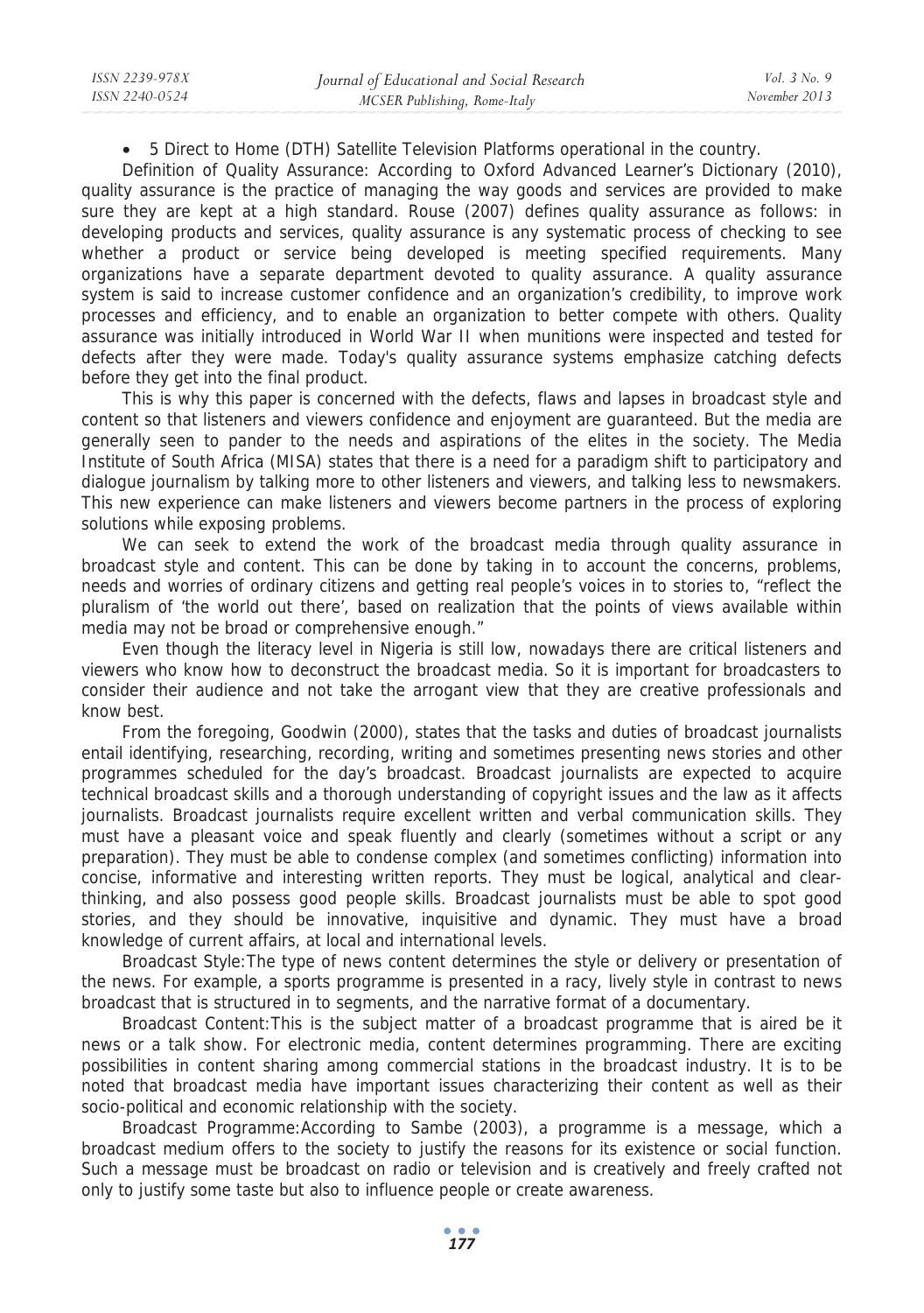- 5 Direct to Home (DTH) Satellite Television Platforms operational in the country.

Definition of Quality Assurance: According to Oxford Advanced Learner's Dictionary (2010), quality assurance is the practice of managing the way goods and services are provided to make sure they are kept at a high standard. Rouse (2007) defines quality assurance as follows: in developing products and services, quality assurance is any systematic process of checking to see whether a product or service being developed is meeting specified requirements. Many organizations have a separate department devoted to quality assurance. A quality assurance system is said to increase customer confidence and an organization's credibility, to improve work processes and efficiency, and to enable an organization to better compete with others. Quality assurance was initially introduced in World War II when munitions were inspected and tested for defects after they were made. Today's quality assurance systems emphasize catching defects before they get into the final product.

This is why this paper is concerned with the defects, flaws and lapses in broadcast style and content so that listeners and viewers confidence and enjoyment are guaranteed. But the media are generally seen to pander to the needs and aspirations of the elites in the society. The Media Institute of South Africa (MISA) states that there is a need for a paradigm shift to participatory and dialogue journalism by talking more to other listeners and viewers, and talking less to newsmakers. This new experience can make listeners and viewers become partners in the process of exploring solutions while exposing problems.

We can seek to extend the work of the broadcast media through quality assurance in broadcast style and content. This can be done by taking in to account the concerns, problems, needs and worries of ordinary citizens and getting real people's voices in to stories to, "reflect the pluralism of 'the world out there', based on realization that the points of views available within media may not be broad or comprehensive enough."

Even though the literacy level in Nigeria is still low, nowadays there are critical listeners and viewers who know how to deconstruct the broadcast media. So it is important for broadcasters to consider their audience and not take the arrogant view that they are creative professionals and know best.

From the foregoing, Goodwin (2000), states that the tasks and duties of broadcast journalists entail identifying, researching, recording, writing and sometimes presenting news stories and other programmes scheduled for the day's broadcast. Broadcast journalists are expected to acquire technical broadcast skills and a thorough understanding of copyright issues and the law as it affects journalists. Broadcast journalists require excellent written and verbal communication skills. They must have a pleasant voice and speak fluently and clearly (sometimes without a script or any preparation). They must be able to condense complex (and sometimes conflicting) information into concise, informative and interesting written reports. They must be logical, analytical and clear-thinking, and also possess good people skills. Broadcast journalists must be able to spot good stories, and they should be innovative, inquisitive and dynamic. They must have a broad knowledge of current affairs, at local and international levels.

Broadcast Style: The type of news content determines the style or delivery or presentation of the news. For example, a sports programme is presented in a racy, lively style in contrast to news broadcast that is structured in to segments, and the narrative format of a documentary.

Broadcast Content: This is the subject matter of a broadcast programme that is aired be it news or a talk show. For electronic media, content determines programming. There are exciting possibilities in content sharing among commercial stations in the broadcast industry. It is to be noted that broadcast media have important issues characterizing their content as well as their socio-political and economic relationship with the society.

Broadcast Programme: According to Sambe (2003), a programme is a message, which a broadcast medium offers to the society to justify the reasons for its existence or social function. Such a message must be broadcast on radio or television and is creatively and freely crafted not only to justify some taste but also to influence people or create awareness.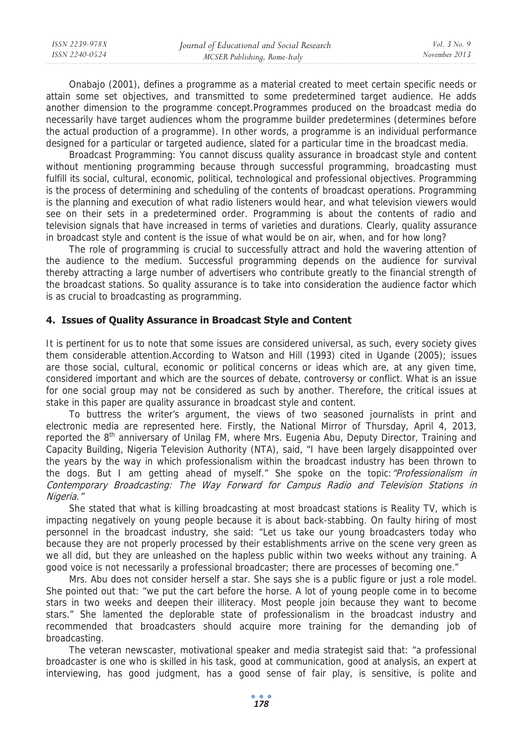Onabajo (2001), defines a programme as a material created to meet certain specific needs or attain some set objectives, and transmitted to some predetermined target audience. He adds another dimension to the programme concept.Programmes produced on the broadcast media do necessarily have target audiences whom the programme builder predetermines (determines before the actual production of a programme). In other words, a programme is an individual performance designed for a particular or targeted audience, slated for a particular time in the broadcast media.

Broadcast Programming: You cannot discuss quality assurance in broadcast style and content without mentioning programming because through successful programming, broadcasting must fulfill its social, cultural, economic, political, technological and professional objectives. Programming is the process of determining and scheduling of the contents of broadcast operations. Programming is the planning and execution of what radio listeners would hear, and what television viewers would see on their sets in a predetermined order. Programming is about the contents of radio and television signals that have increased in terms of varieties and durations. Clearly, quality assurance in broadcast style and content is the issue of what would be on air, when, and for how long?

The role of programming is crucial to successfully attract and hold the wavering attention of the audience to the medium. Successful programming depends on the audience for survival thereby attracting a large number of advertisers who contribute greatly to the financial strength of the broadcast stations. So quality assurance is to take into consideration the audience factor which is as crucial to broadcasting as programming.

## 4. Issues of Quality Assurance in Broadcast Style and Content

It is pertinent for us to note that some issues are considered universal, as such, every society gives them considerable attention.According to Watson and Hill (1993) cited in Ugande (2005); issues are those social, cultural, economic or political concerns or ideas which are, at any given time, considered important and which are the sources of debate, controversy or conflict. What is an issue for one social group may not be considered as such by another. Therefore, the critical issues at stake in this paper are quality assurance in broadcast style and content.

To buttress the writer's argument, the views of two seasoned journalists in print and electronic media are represented here. Firstly, the National Mirror of Thursday, April 4, 2013, reported the 8th anniversary of Unilag FM, where Mrs. Eugenia Abu, Deputy Director, Training and Capacity Building, Nigeria Television Authority (NTA), said, "I have been largely disappointed over the years by the way in which professionalism within the broadcast industry has been thrown to the dogs. But I am getting ahead of myself." She spoke on the topic: *"Professionalism in Contemporary Broadcasting: The Way Forward for Campus Radio and Television Stations in Nigeria."*

She stated that what is killing broadcasting at most broadcast stations is Reality TV, which is impacting negatively on young people because it is about back-stabbing. On faulty hiring of most personnel in the broadcast industry, she said: "Let us take our young broadcasters today who because they are not properly processed by their establishments arrive on the scene very green as we all did, but they are unleashed on the hapless public within two weeks without any training. A good voice is not necessarily a professional broadcaster; there are processes of becoming one."

Mrs. Abu does not consider herself a star. She says she is a public figure or just a role model. She pointed out that: "we put the cart before the horse. A lot of young people come in to become stars in two weeks and deepen their illiteracy. Most people join because they want to become stars." She lamented the deplorable state of professionalism in the broadcast industry and recommended that broadcasters should acquire more training for the demanding job of broadcasting.

The veteran newscaster, motivational speaker and media strategist said that: "a professional broadcaster is one who is skilled in his task, good at communication, good at analysis, an expert at interviewing, has good judgment, has a good sense of fair play, is sensitive, is polite and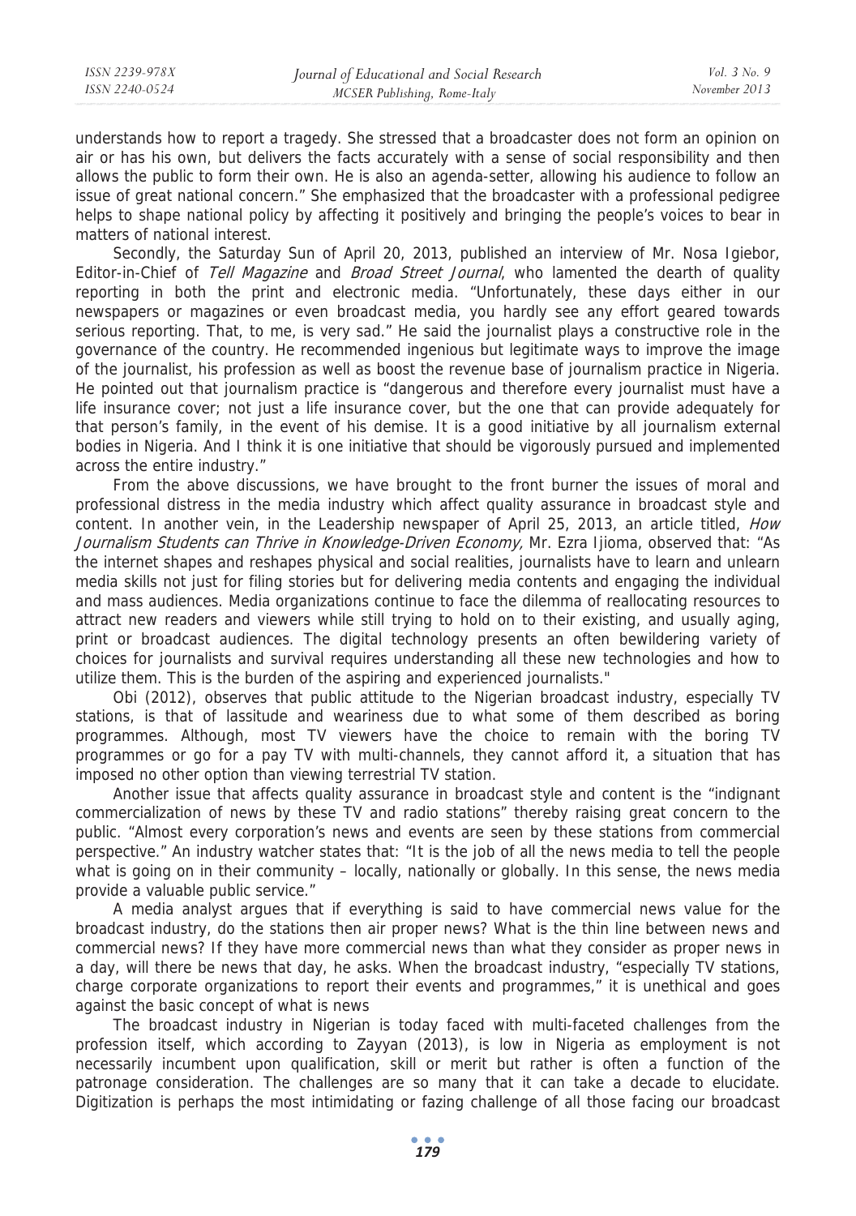understands how to report a tragedy. She stressed that a broadcaster does not form an opinion on air or has his own, but delivers the facts accurately with a sense of social responsibility and then allows the public to form their own. He is also an agenda-setter, allowing his audience to follow an issue of great national concern." She emphasized that the broadcaster with a professional pedigree helps to shape national policy by affecting it positively and bringing the people's voices to bear in matters of national interest.

Secondly, the Saturday Sun of April 20, 2013, published an interview of Mr. Nosa Igiebor, Editor-in-Chief of *Tell Magazine* and *Broad Street Journal*, who lamented the dearth of quality reporting in both the print and electronic media. "Unfortunately, these days either in our newspapers or magazines or even broadcast media, you hardly see any effort geared towards serious reporting. That, to me, is very sad." He said the journalist plays a constructive role in the governance of the country. He recommended ingenious but legitimate ways to improve the image of the journalist, his profession as well as boost the revenue base of journalism practice in Nigeria. He pointed out that journalism practice is "dangerous and therefore every journalist must have a life insurance cover; not just a life insurance cover, but the one that can provide adequately for that person's family, in the event of his demise. It is a good initiative by all journalism external bodies in Nigeria. And I think it is one initiative that should be vigorously pursued and implemented across the entire industry."

From the above discussions, we have brought to the front burner the issues of moral and professional distress in the media industry which affect quality assurance in broadcast style and content. In another vein, in the Leadership newspaper of April 25, 2013, an article titled, *How Journalism Students can Thrive in Knowledge-Driven Economy,* Mr. Ezra Ijioma, observed that: "As the internet shapes and reshapes physical and social realities, journalists have to learn and unlearn media skills not just for filing stories but for delivering media contents and engaging the individual and mass audiences. Media organizations continue to face the dilemma of reallocating resources to attract new readers and viewers while still trying to hold on to their existing, and usually aging, print or broadcast audiences. The digital technology presents an often bewildering variety of choices for journalists and survival requires understanding all these new technologies and how to utilize them. This is the burden of the aspiring and experienced journalists."

Obi (2012), observes that public attitude to the Nigerian broadcast industry, especially TV stations, is that of lassitude and weariness due to what some of them described as boring programmes. Although, most TV viewers have the choice to remain with the boring TV programmes or go for a pay TV with multi-channels, they cannot afford it, a situation that has imposed no other option than viewing terrestrial TV station.

Another issue that affects quality assurance in broadcast style and content is the "indignant commercialization of news by these TV and radio stations" thereby raising great concern to the public. "Almost every corporation's news and events are seen by these stations from commercial perspective." An industry watcher states that: "It is the job of all the news media to tell the people what is going on in their community – locally, nationally or globally. In this sense, the news media provide a valuable public service."

A media analyst argues that if everything is said to have commercial news value for the broadcast industry, do the stations then air proper news? What is the thin line between news and commercial news? If they have more commercial news than what they consider as proper news in a day, will there be news that day, he asks. When the broadcast industry, "especially TV stations, charge corporate organizations to report their events and programmes," it is unethical and goes against the basic concept of what is news

The broadcast industry in Nigerian is today faced with multi-faceted challenges from the profession itself, which according to Zayyan (2013), is low in Nigeria as employment is not necessarily incumbent upon qualification, skill or merit but rather is often a function of the patronage consideration. The challenges are so many that it can take a decade to elucidate. Digitization is perhaps the most intimidating or fazing challenge of all those facing our broadcast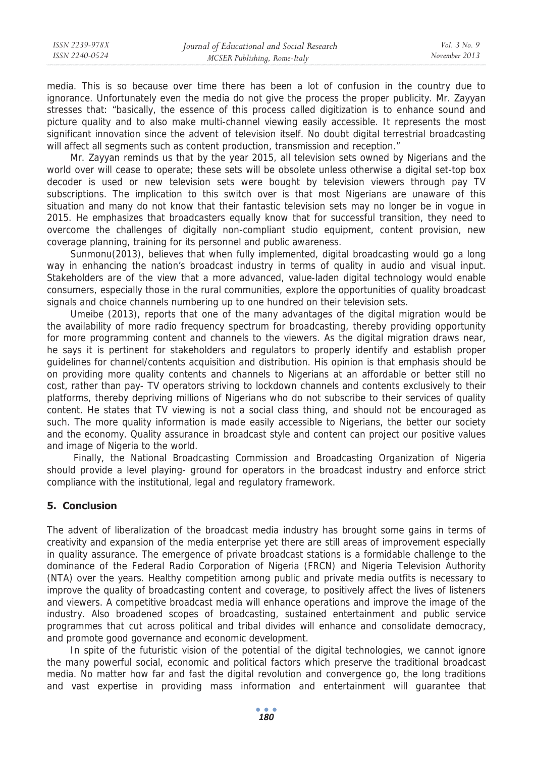media. This is so because over time there has been a lot of confusion in the country due to ignorance. Unfortunately even the media do not give the process the proper publicity. Mr. Zayyan stresses that: "basically, the essence of this process called digitization is to enhance sound and picture quality and to also make multi-channel viewing easily accessible. It represents the most significant innovation since the advent of television itself. No doubt digital terrestrial broadcasting will affect all segments such as content production, transmission and reception."

Mr. Zayyan reminds us that by the year 2015, all television sets owned by Nigerians and the world over will cease to operate; these sets will be obsolete unless otherwise a digital set-top box decoder is used or new television sets were bought by television viewers through pay TV subscriptions. The implication to this switch over is that most Nigerians are unaware of this situation and many do not know that their fantastic television sets may no longer be in vogue in 2015. He emphasizes that broadcasters equally know that for successful transition, they need to overcome the challenges of digitally non-compliant studio equipment, content provision, new coverage planning, training for its personnel and public awareness.

Sunmonu(2013), believes that when fully implemented, digital broadcasting would go a long way in enhancing the nation's broadcast industry in terms of quality in audio and visual input. Stakeholders are of the view that a more advanced, value-laden digital technology would enable consumers, especially those in the rural communities, explore the opportunities of quality broadcast signals and choice channels numbering up to one hundred on their television sets.

Umeibe (2013), reports that one of the many advantages of the digital migration would be the availability of more radio frequency spectrum for broadcasting, thereby providing opportunity for more programming content and channels to the viewers. As the digital migration draws near, he says it is pertinent for stakeholders and regulators to properly identify and establish proper guidelines for channel/contents acquisition and distribution. His opinion is that emphasis should be on providing more quality contents and channels to Nigerians at an affordable or better still no cost, rather than pay- TV operators striving to lockdown channels and contents exclusively to their platforms, thereby depriving millions of Nigerians who do not subscribe to their services of quality content. He states that TV viewing is not a social class thing, and should not be encouraged as such. The more quality information is made easily accessible to Nigerians, the better our society and the economy. Quality assurance in broadcast style and content can project our positive values and image of Nigeria to the world.

Finally, the National Broadcasting Commission and Broadcasting Organization of Nigeria should provide a level playing- ground for operators in the broadcast industry and enforce strict compliance with the institutional, legal and regulatory framework.

## 5. Conclusion

The advent of liberalization of the broadcast media industry has brought some gains in terms of creativity and expansion of the media enterprise yet there are still areas of improvement especially in quality assurance. The emergence of private broadcast stations is a formidable challenge to the dominance of the Federal Radio Corporation of Nigeria (FRCN) and Nigeria Television Authority (NTA) over the years. Healthy competition among public and private media outfits is necessary to improve the quality of broadcasting content and coverage, to positively affect the lives of listeners and viewers. A competitive broadcast media will enhance operations and improve the image of the industry. Also broadened scopes of broadcasting, sustained entertainment and public service programmes that cut across political and tribal divides will enhance and consolidate democracy, and promote good governance and economic development.

In spite of the futuristic vision of the potential of the digital technologies, we cannot ignore the many powerful social, economic and political factors which preserve the traditional broadcast media. No matter how far and fast the digital revolution and convergence go, the long traditions and vast expertise in providing mass information and entertainment will guarantee that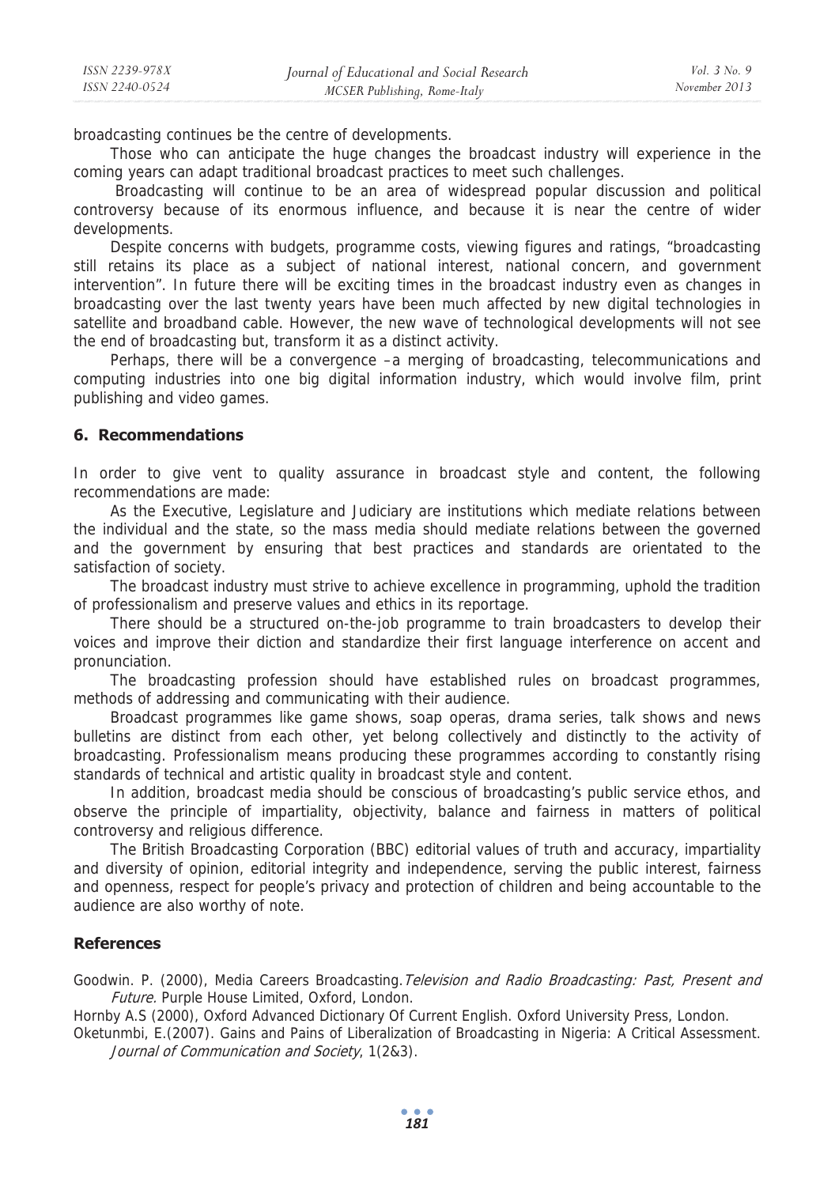broadcasting continues be the centre of developments.

Those who can anticipate the huge changes the broadcast industry will experience in the coming years can adapt traditional broadcast practices to meet such challenges.

Broadcasting will continue to be an area of widespread popular discussion and political controversy because of its enormous influence, and because it is near the centre of wider developments.

Despite concerns with budgets, programme costs, viewing figures and ratings, "broadcasting still retains its place as a subject of national interest, national concern, and government intervention". In future there will be exciting times in the broadcast industry even as changes in broadcasting over the last twenty years have been much affected by new digital technologies in satellite and broadband cable. However, the new wave of technological developments will not see the end of broadcasting but, transform it as a distinct activity.

Perhaps, there will be a convergence –a merging of broadcasting, telecommunications and computing industries into one big digital information industry, which would involve film, print publishing and video games.

### 6. Recommendations

In order to give vent to quality assurance in broadcast style and content, the following recommendations are made:

As the Executive, Legislature and Judiciary are institutions which mediate relations between the individual and the state, so the mass media should mediate relations between the governed and the government by ensuring that best practices and standards are orientated to the satisfaction of society.

The broadcast industry must strive to achieve excellence in programming, uphold the tradition of professionalism and preserve values and ethics in its reportage.

There should be a structured on-the-job programme to train broadcasters to develop their voices and improve their diction and standardize their first language interference on accent and pronunciation.

The broadcasting profession should have established rules on broadcast programmes, methods of addressing and communicating with their audience.

Broadcast programmes like game shows, soap operas, drama series, talk shows and news bulletins are distinct from each other, yet belong collectively and distinctly to the activity of broadcasting. Professionalism means producing these programmes according to constantly rising standards of technical and artistic quality in broadcast style and content.

In addition, broadcast media should be conscious of broadcasting's public service ethos, and observe the principle of impartiality, objectivity, balance and fairness in matters of political controversy and religious difference.

The British Broadcasting Corporation (BBC) editorial values of truth and accuracy, impartiality and diversity of opinion, editorial integrity and independence, serving the public interest, fairness and openness, respect for people's privacy and protection of children and being accountable to the audience are also worthy of note.

### References

Goodwin. P. (2000), Media Careers Broadcasting. *Television and Radio Broadcasting: Past, Present and Future.* Purple House Limited, Oxford, London.

Hornby A.S (2000), Oxford Advanced Dictionary Of Current English. Oxford University Press, London.

Oketunmbi, E.(2007). Gains and Pains of Liberalization of Broadcasting in Nigeria: A Critical Assessment. *Journal of Communication and Society*, 1(2&3).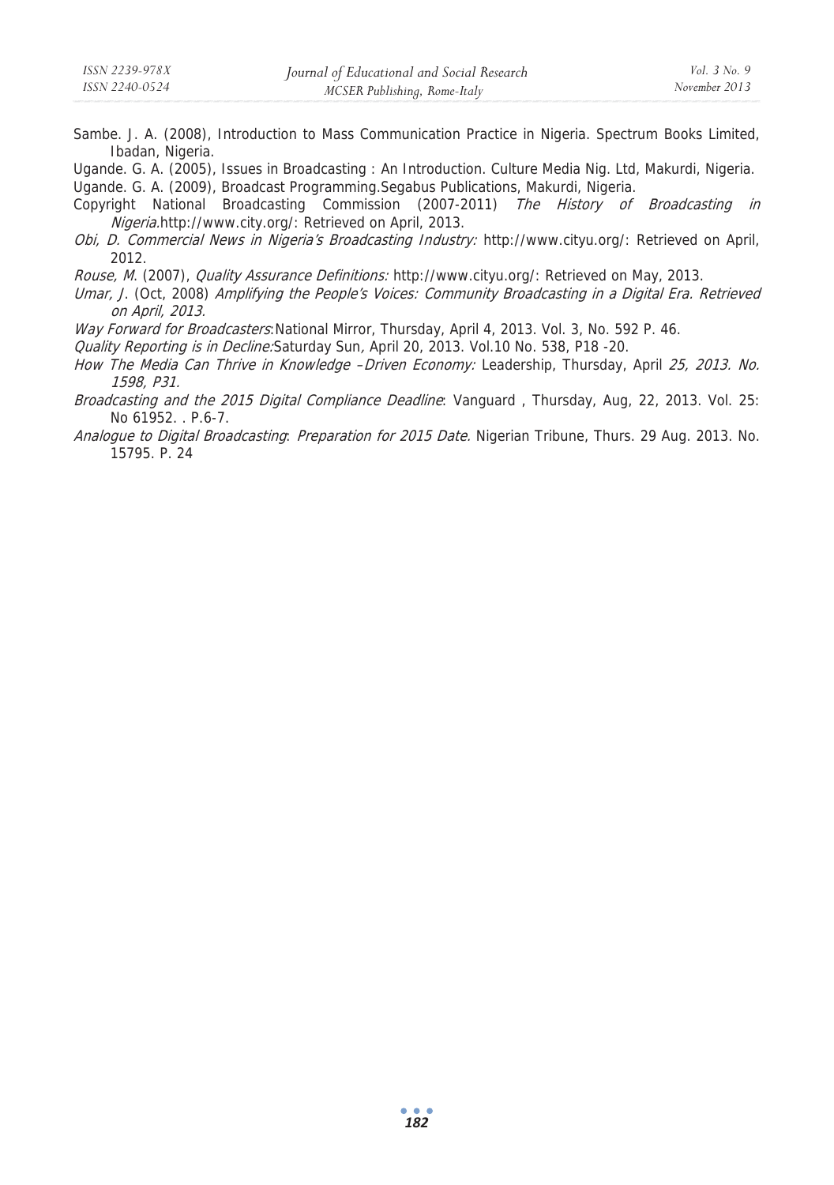Sambe. J. A. (2008), Introduction to Mass Communication Practice in Nigeria. Spectrum Books Limited, Ibadan, Nigeria.

Ugande. G. A. (2005), Issues in Broadcasting : An Introduction. Culture Media Nig. Ltd, Makurdi, Nigeria.

Ugande. G. A. (2009), Broadcast Programming.Segabus Publications, Makurdi, Nigeria.

Copyright National Broadcasting Commission (2007-2011) *The History of Broadcasting in Nigeria*.http://www.city.org/: Retrieved on April, 2013.

*Obi, D. Commercial News in Nigeria's Broadcasting Industry:* http://www.cityu.org/: Retrieved on April, 2012.

*Rouse, M*. (2007), *Quality Assurance Definitions:* http://www.cityu.org/: Retrieved on May, 2013.

*Umar, J*. (Oct, 2008) *Amplifying the People's Voices: Community Broadcasting in a Digital Era. Retrieved on April, 2013.*

*Way Forward for Broadcasters*:National Mirror, Thursday, April 4, 2013. Vol. 3, No. 592 P. 46.

*Quality Reporting is in Decline:*Saturday Sun*,* April 20, 2013. Vol.10 No. 538, P18 -20.

*How The Media Can Thrive in Knowledge –Driven Economy:* Leadership, Thursday, April *25, 2013. No. 1598, P31.*

*Broadcasting and the 2015 Digital Compliance Deadline*: Vanguard , Thursday, Aug, 22, 2013. Vol. 25: No 61952. . P.6-7.

*Analogue to Digital Broadcasting*: *Preparation for 2015 Date.* Nigerian Tribune, Thurs. 29 Aug. 2013. No. 15795. P. 24